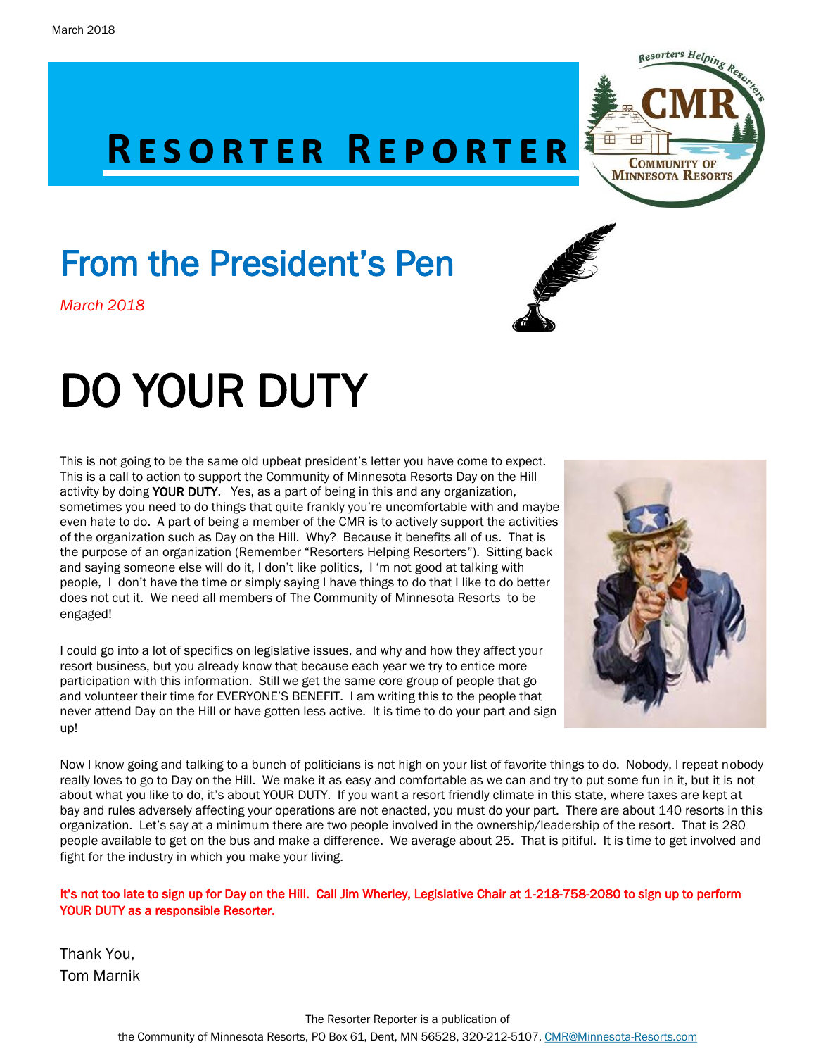# RESORTER REPORTER

## From the President's Pen

*March 2018*

# DO YOUR DUTY

This is not going to be the same old upbeat president's letter you have come to expect. This is a call to action to support the Community of Minnesota Resorts Day on the Hill activity by doing **YOUR DUTY**. Yes, as a part of being in this and any organization, sometimes you need to do things that quite frankly you're uncomfortable with and maybe even hate to do. A part of being a member of the CMR is to actively support the activities of the organization such as Day on the Hill. Why? Because it benefits all of us. That is the purpose of an organization (Remember "Resorters Helping Resorters"). Sitting back and saying someone else will do it, I don't like politics, I 'm not good at talking with people, I don't have the time or simply saying I have things to do that I like to do better does not cut it. We need all members of The Community of Minnesota Resorts to be engaged!

I could go into a lot of specifics on legislative issues, and why and how they affect your resort business, but you already know that because each year we try to entice more participation with this information. Still we get the same core group of people that go and volunteer their time for EVERYONE'S BENEFIT. I am writing this to the people that never attend Day on the Hill or have gotten less active. It is time to do your part and sign up!

Now I know going and talking to a bunch of politicians is not high on your list of favorite things to do. Nobody, I repeat nobody really loves to go to Day on the Hill. We make it as easy and comfortable as we can and try to put some fun in it, but it is not about what you like to do, it's about YOUR DUTY. If you want a resort friendly climate in this state, where taxes are kept at bay and rules adversely affecting your operations are not enacted, you must do your part. There are about 140 resorts in this organization. Let's say at a minimum there are two people involved in the ownership/leadership of the resort. That is 280 people available to get on the bus and make a difference. We average about 25. That is pitiful. It is time to get involved and fight for the industry in which you make your living.

**It's not too late to sign up for Day on the Hill. Call Jim Wherley, Legislative Chair at 1-218-758-2080 to sign up to perform YOUR DUTY as a responsible Resorter.**

Thank You,
Tom Marnik

The Resorter Reporter is a publication of the Community of Minnesota Resorts, PO Box 61, Dent, MN 56528, 320-212-5107, CMR@Minnesota-Resorts.com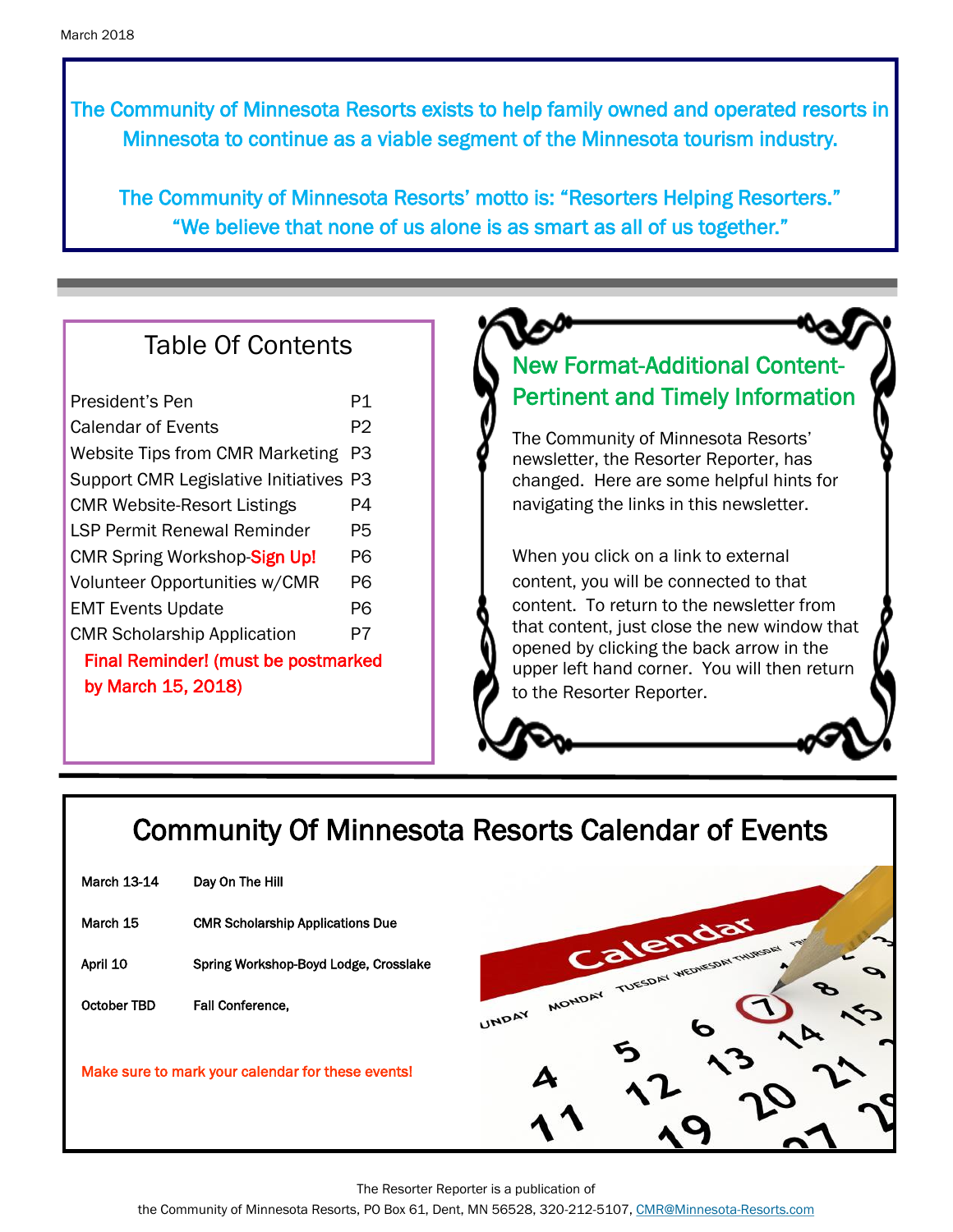The Community of Minnesota Resorts exists to help family owned and operated resorts in Minnesota to continue as a viable segment of the Minnesota tourism industry.

The Community of Minnesota Resorts' motto is: "Resorters Helping Resorters." "We believe that none of us alone is as smart as all of us together."

## Table Of Contents

| | |
|---|---|
| President's Pen | P1 |
| Calendar of Events | P2 |
| Website Tips from CMR Marketing | P3 |
| Support CMR Legislative Initiatives | P3 |
| CMR Website-Resort Listings | P4 |
| LSP Permit Renewal Reminder | P5 |
| CMR Spring Workshop-Sign Up! | P6 |
| Volunteer Opportunities w/CMR | P6 |
| EMT Events Update | P6 |
| CMR Scholarship Application | P7 |

Final Reminder! (must be postmarked by March 15, 2018)

## New Format-Additional Content-Pertinent and Timely Information

The Community of Minnesota Resorts' newsletter, the Resorter Reporter, has changed. Here are some helpful hints for navigating the links in this newsletter.

When you click on a link to external content, you will be connected to that content. To return to the newsletter from that content, just close the new window that opened by clicking the back arrow in the upper left hand corner. You will then return to the Resorter Reporter.

## Community Of Minnesota Resorts Calendar of Events

| | |
|---|---|
| March 13-14 | Day On The Hill |
| March 15 | CMR Scholarship Applications Due |
| April 10 | Spring Workshop-Boyd Lodge, Crosslake |
| October TBD | Fall Conference, |

Make sure to mark your calendar for these events!

The Resorter Reporter is a publication of the Community of Minnesota Resorts, PO Box 61, Dent, MN 56528, 320-212-5107, CMR@Minnesota-Resorts.com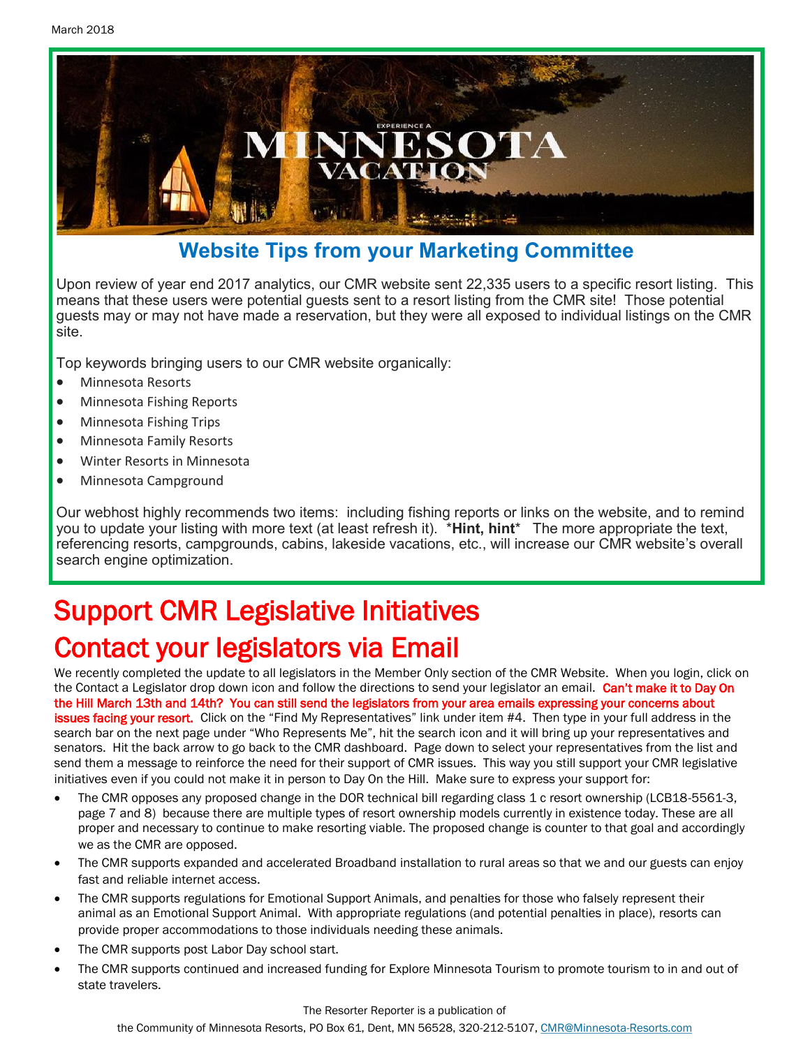## Website Tips from your Marketing Committee

Upon review of year end 2017 analytics, our CMR website sent 22,335 users to a specific resort listing. This means that these users were potential guests sent to a resort listing from the CMR site! Those potential guests may or may not have made a reservation, but they were all exposed to individual listings on the CMR site.

Top keywords bringing users to our CMR website organically:

- Minnesota Resorts
- Minnesota Fishing Reports
- Minnesota Fishing Trips
- Minnesota Family Resorts
- Winter Resorts in Minnesota
- Minnesota Campground

Our webhost highly recommends two items: including fishing reports or links on the website, and to remind you to update your listing with more text (at least refresh it). ***Hint, hint*** The more appropriate the text, referencing resorts, campgrounds, cabins, lakeside vacations, etc., will increase our CMR website's overall search engine optimization.

# Support CMR Legislative Initiatives

# Contact your legislators via Email

We recently completed the update to all legislators in the Member Only section of the CMR Website. When you login, click on the Contact a Legislator drop down icon and follow the directions to send your legislator an email. **Can't make it to Day On the Hill March 13th and 14th? You can still send the legislators from your area emails expressing your concerns about issues facing your resort.** Click on the "Find My Representatives" link under item #4. Then type in your full address in the search bar on the next page under "Who Represents Me", hit the search icon and it will bring up your representatives and senators. Hit the back arrow to go back to the CMR dashboard. Page down to select your representatives from the list and send them a message to reinforce the need for their support of CMR issues. This way you still support your CMR legislative initiatives even if you could not make it in person to Day On the Hill. Make sure to express your support for:

- The CMR opposes any proposed change in the DOR technical bill regarding class 1 c resort ownership (LCB18-5561-3, page 7 and 8) because there are multiple types of resort ownership models currently in existence today. These are all proper and necessary to continue to make resorting viable. The proposed change is counter to that goal and accordingly we as the CMR are opposed.
- The CMR supports expanded and accelerated Broadband installation to rural areas so that we and our guests can enjoy fast and reliable internet access.
- The CMR supports regulations for Emotional Support Animals, and penalties for those who falsely represent their animal as an Emotional Support Animal. With appropriate regulations (and potential penalties in place), resorts can provide proper accommodations to those individuals needing these animals.
- The CMR supports post Labor Day school start.
- The CMR supports continued and increased funding for Explore Minnesota Tourism to promote tourism to in and out of state travelers.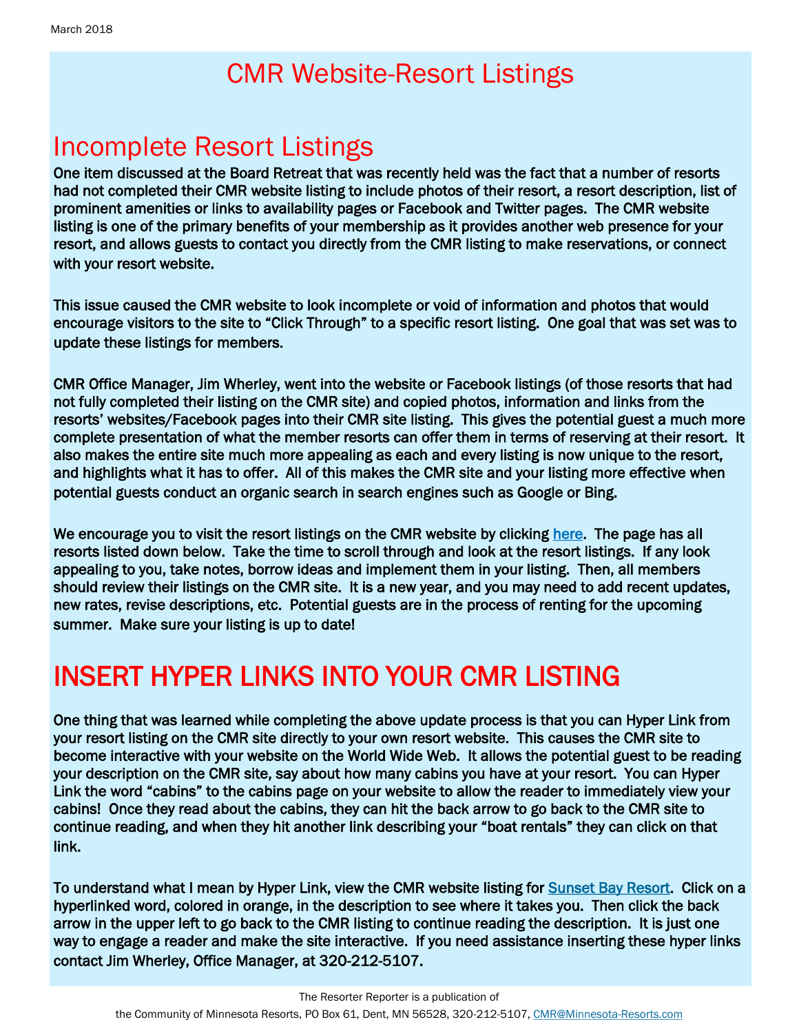# CMR Website-Resort Listings

## Incomplete Resort Listings

One item discussed at the Board Retreat that was recently held was the fact that a number of resorts had not completed their CMR website listing to include photos of their resort, a resort description, list of prominent amenities or links to availability pages or Facebook and Twitter pages. The CMR website listing is one of the primary benefits of your membership as it provides another web presence for your resort, and allows guests to contact you directly from the CMR listing to make reservations, or connect with your resort website.

This issue caused the CMR website to look incomplete or void of information and photos that would encourage visitors to the site to "Click Through" to a specific resort listing. One goal that was set was to update these listings for members.

CMR Office Manager, Jim Wherley, went into the website or Facebook listings (of those resorts that had not fully completed their listing on the CMR site) and copied photos, information and links from the resorts' websites/Facebook pages into their CMR site listing. This gives the potential guest a much more complete presentation of what the member resorts can offer them in terms of reserving at their resort. It also makes the entire site much more appealing as each and every listing is now unique to the resort, and highlights what it has to offer. All of this makes the CMR site and your listing more effective when potential guests conduct an organic search in search engines such as Google or Bing.

We encourage you to visit the resort listings on the CMR website by clicking here. The page has all resorts listed down below. Take the time to scroll through and look at the resort listings. If any look appealing to you, take notes, borrow ideas and implement them in your listing. Then, all members should review their listings on the CMR site. It is a new year, and you may need to add recent updates, new rates, revise descriptions, etc. Potential guests are in the process of renting for the upcoming summer. Make sure your listing is up to date!

## INSERT HYPER LINKS INTO YOUR CMR LISTING

One thing that was learned while completing the above update process is that you can Hyper Link from your resort listing on the CMR site directly to your own resort website. This causes the CMR site to become interactive with your website on the World Wide Web. It allows the potential guest to be reading your description on the CMR site, say about how many cabins you have at your resort. You can Hyper Link the word "cabins" to the cabins page on your website to allow the reader to immediately view your cabins! Once they read about the cabins, they can hit the back arrow to go back to the CMR site to continue reading, and when they hit another link describing your "boat rentals" they can click on that link.

To understand what I mean by Hyper Link, view the CMR website listing for Sunset Bay Resort. Click on a hyperlinked word, colored in orange, in the description to see where it takes you. Then click the back arrow in the upper left to go back to the CMR listing to continue reading the description. It is just one way to engage a reader and make the site interactive. If you need assistance inserting these hyper links contact Jim Wherley, Office Manager, at 320-212-5107.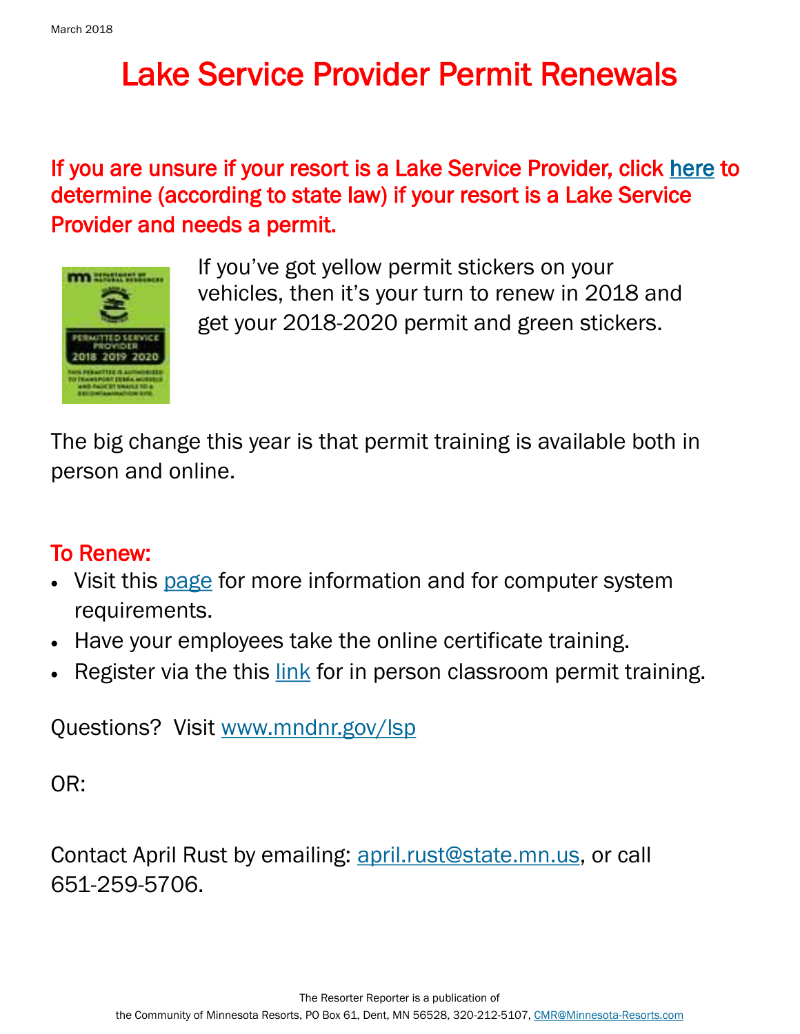# Lake Service Provider Permit Renewals

**If you are unsure if your resort is a Lake Service Provider, click here to determine (according to state law) if your resort is a Lake Service Provider and needs a permit.**

If you've got yellow permit stickers on your vehicles, then it's your turn to renew in 2018 and get your 2018-2020 permit and green stickers.

The big change this year is that permit training is available both in person and online.

**To Renew:**

- Visit this page for more information and for computer system requirements.
- Have your employees take the online certificate training.
- Register via the this link for in person classroom permit training.

Questions? Visit www.mndnr.gov/lsp

OR:

Contact April Rust by emailing: april.rust@state.mn.us, or call 651-259-5706.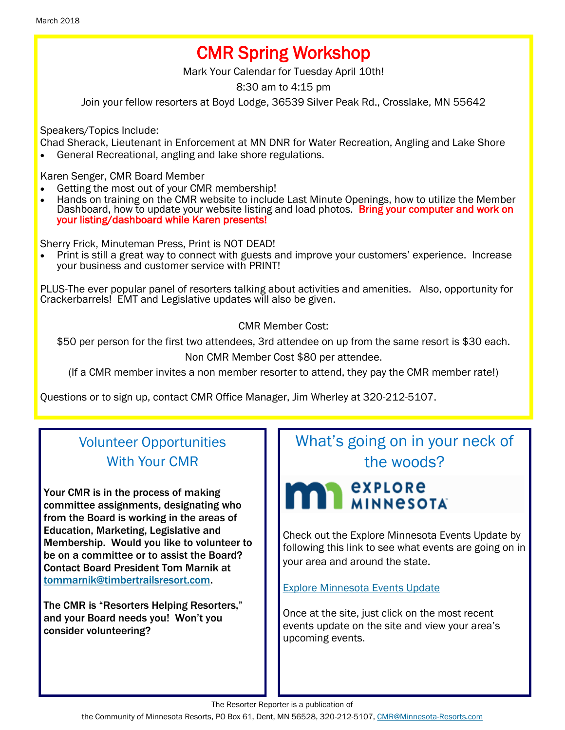March 2018

# CMR Spring Workshop

Mark Your Calendar for Tuesday April 10th!

8:30 am to 4:15 pm

Join your fellow resorters at Boyd Lodge, 36539 Silver Peak Rd., Crosslake, MN 55642

Speakers/Topics Include:

Chad Sherack, Lieutenant in Enforcement at MN DNR for Water Recreation, Angling and Lake Shore

- General Recreational, angling and lake shore regulations.

Karen Senger, CMR Board Member

- Getting the most out of your CMR membership!
- Hands on training on the CMR website to include Last Minute Openings, how to utilize the Member Dashboard, how to update your website listing and load photos. **Bring your computer and work on your listing/dashboard while Karen presents!**

Sherry Frick, Minuteman Press, Print is NOT DEAD!

- Print is still a great way to connect with guests and improve your customers' experience. Increase your business and customer service with PRINT!

PLUS-The ever popular panel of resorters talking about activities and amenities. Also, opportunity for Crackerbarrels! EMT and Legislative updates will also be given.

CMR Member Cost:

$50 per person for the first two attendees, 3rd attendee on up from the same resort is $30 each.

Non CMR Member Cost $80 per attendee.

(If a CMR member invites a non member resorter to attend, they pay the CMR member rate!)

Questions or to sign up, contact CMR Office Manager, Jim Wherley at 320-212-5107.

## Volunteer Opportunities With Your CMR

**Your CMR is in the process of making committee assignments, designating who from the Board is working in the areas of Education, Marketing, Legislative and Membership. Would you like to volunteer to be on a committee or to assist the Board? Contact Board President Tom Marnik at tommarnik@timbertrailsresort.com.**

**The CMR is "Resorters Helping Resorters," and your Board needs you! Won't you consider volunteering?**

## What's going on in your neck of the woods?

EXPLORE MINNESOTA

Check out the Explore Minnesota Events Update by following this link to see what events are going on in your area and around the state.

Explore Minnesota Events Update

Once at the site, just click on the most recent events update on the site and view your area's upcoming events.

The Resorter Reporter is a publication of the Community of Minnesota Resorts, PO Box 61, Dent, MN 56528, 320-212-5107, CMR@Minnesota-Resorts.com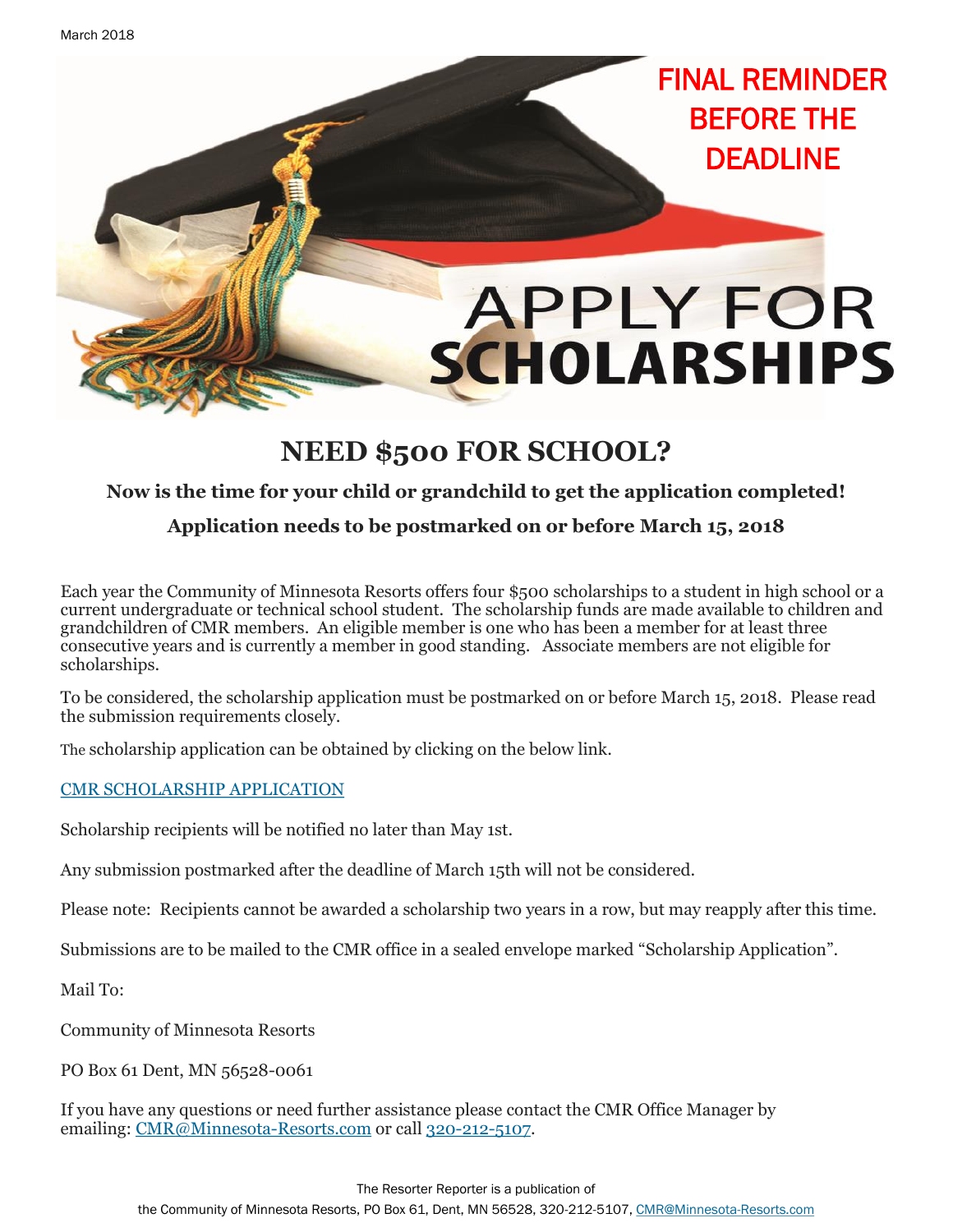March 2018

FINAL REMINDER BEFORE THE DEADLINE

APPLY FOR SCHOLARSHIPS

## NEED $500 FOR SCHOOL?

**Now is the time for your child or grandchild to get the application completed!**

**Application needs to be postmarked on or before March 15, 2018**

Each year the Community of Minnesota Resorts offers four $500 scholarships to a student in high school or a current undergraduate or technical school student. The scholarship funds are made available to children and grandchildren of CMR members. An eligible member is one who has been a member for at least three consecutive years and is currently a member in good standing. Associate members are not eligible for scholarships.

To be considered, the scholarship application must be postmarked on or before March 15, 2018. Please read the submission requirements closely.

The scholarship application can be obtained by clicking on the below link.

CMR SCHOLARSHIP APPLICATION

Scholarship recipients will be notified no later than May 1st.

Any submission postmarked after the deadline of March 15th will not be considered.

Please note: Recipients cannot be awarded a scholarship two years in a row, but may reapply after this time.

Submissions are to be mailed to the CMR office in a sealed envelope marked "Scholarship Application".

Mail To:

Community of Minnesota Resorts

PO Box 61 Dent, MN 56528-0061

If you have any questions or need further assistance please contact the CMR Office Manager by emailing: CMR@Minnesota-Resorts.com or call 320-212-5107.

The Resorter Reporter is a publication of the Community of Minnesota Resorts, PO Box 61, Dent, MN 56528, 320-212-5107, CMR@Minnesota-Resorts.com